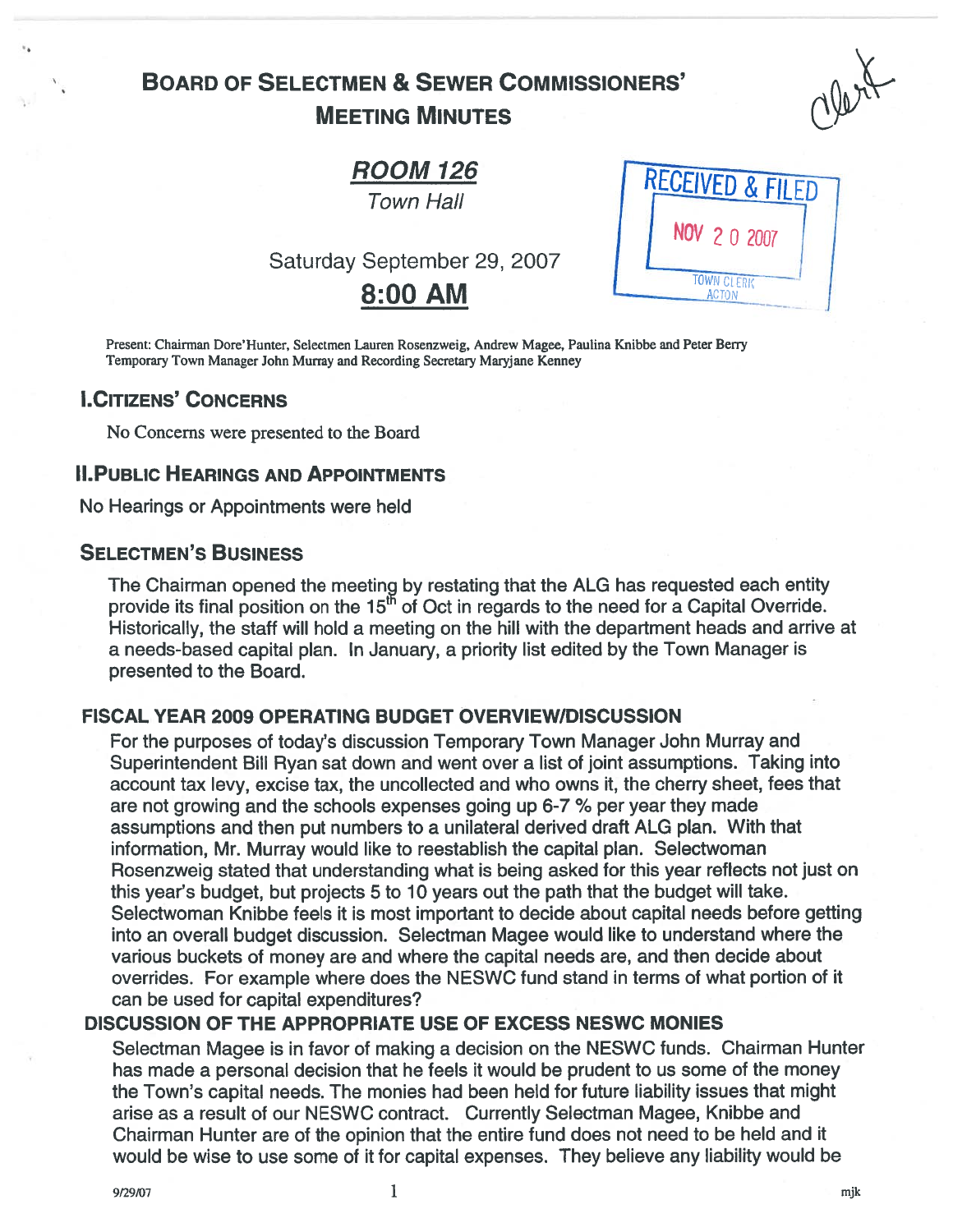# Board of Selectmen & Sewer Commissioners' Meeting Minutes

clerk

## ROOM 126

*Town Hall*

Saturday September 29, 2007

## 8:00 AM

RECEIVED & FILED
NOV 20 2007
TOWN CLERK
ACTON

Present: Chairman Dore'Hunter, Selectmen Lauren Rosenzweig, Andrew Magee, Paulina Knibbe and Peter Berry
Temporary Town Manager John Murray and Recording Secretary Maryjane Kenney

## I. Citizens' Concerns

No Concerns were presented to the Board

## II. Public Hearings and Appointments

No Hearings or Appointments were held

## Selectmen's Business

The Chairman opened the meeting by restating that the ALG has requested each entity provide its final position on the 15th of Oct in regards to the need for a Capital Override. Historically, the staff will hold a meeting on the hill with the department heads and arrive at a needs-based capital plan. In January, a priority list edited by the Town Manager is presented to the Board.

### FISCAL YEAR 2009 OPERATING BUDGET OVERVIEW/DISCUSSION

For the purposes of today's discussion Temporary Town Manager John Murray and Superintendent Bill Ryan sat down and went over a list of joint assumptions. Taking into account tax levy, excise tax, the uncollected and who owns it, the cherry sheet, fees that are not growing and the schools expenses going up 6-7 % per year they made assumptions and then put numbers to a unilateral derived draft ALG plan. With that information, Mr. Murray would like to reestablish the capital plan. Selectwoman Rosenzweig stated that understanding what is being asked for this year reflects not just on this year's budget, but projects 5 to 10 years out the path that the budget will take. Selectwoman Knibbe feels it is most important to decide about capital needs before getting into an overall budget discussion. Selectman Magee would like to understand where the various buckets of money are and where the capital needs are, and then decide about overrides. For example where does the NESWC fund stand in terms of what portion of it can be used for capital expenditures?

### DISCUSSION OF THE APPROPRIATE USE OF EXCESS NESWC MONIES

Selectman Magee is in favor of making a decision on the NESWC funds. Chairman Hunter has made a personal decision that he feels it would be prudent to us some of the money the Town's capital needs. The monies had been held for future liability issues that might arise as a result of our NESWC contract. Currently Selectman Magee, Knibbe and Chairman Hunter are of the opinion that the entire fund does not need to be held and it would be wise to use some of it for capital expenses. They believe any liability would be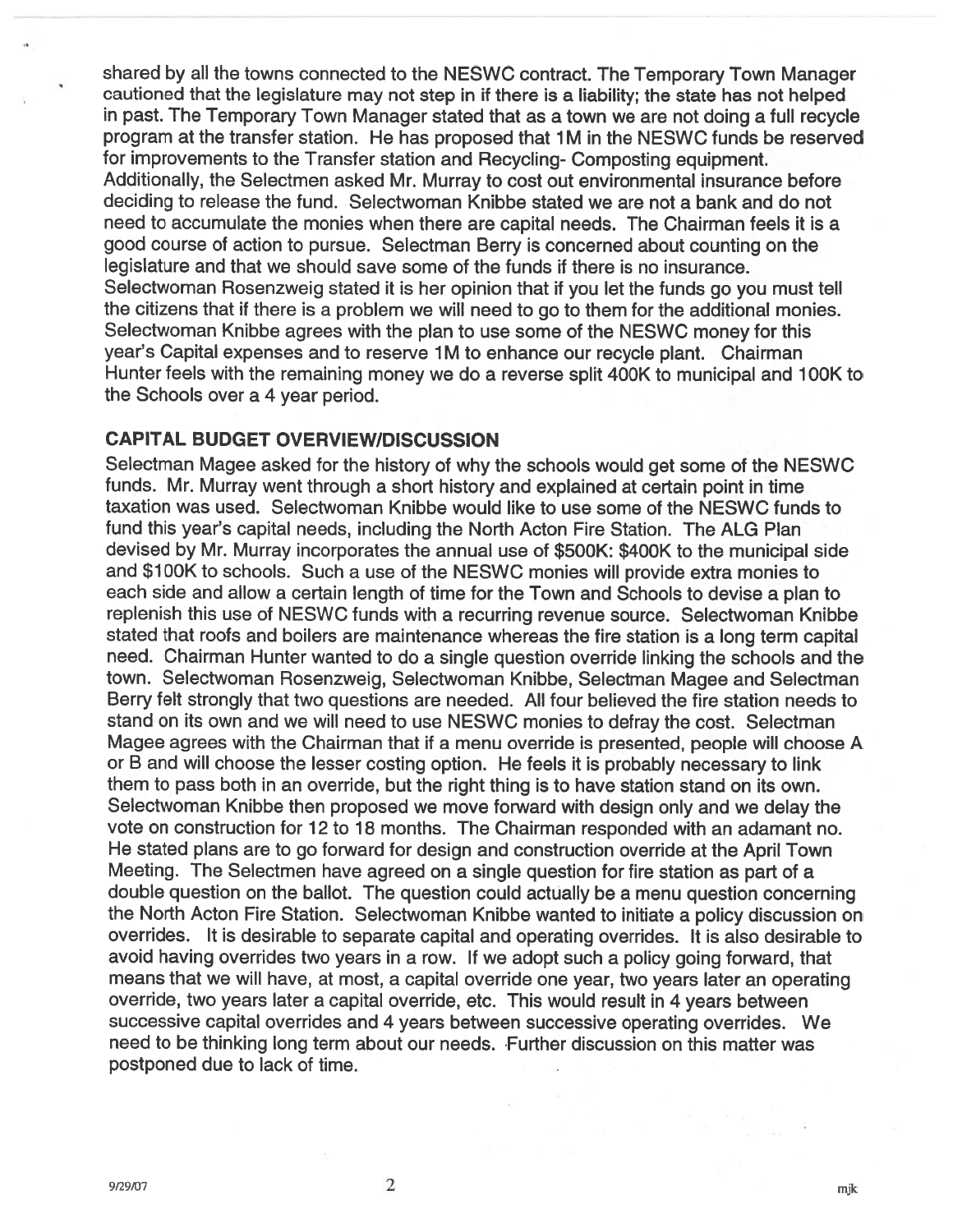shared by all the towns connected to the NESWC contract. The Temporary Town Manager cautioned that the legislature may not step in if there is a liability; the state has not helped in past. The Temporary Town Manager stated that as a town we are not doing a full recycle program at the transfer station. He has proposed that 1M in the NESWC funds be reserved for improvements to the Transfer station and Recycling- Composting equipment. Additionally, the Selectmen asked Mr. Murray to cost out environmental insurance before deciding to release the fund. Selectwoman Knibbe stated we are not a bank and do not need to accumulate the monies when there are capital needs. The Chairman feels it is a good course of action to pursue. Selectman Berry is concerned about counting on the legislature and that we should save some of the funds if there is no insurance. Selectwoman Rosenzweig stated it is her opinion that if you let the funds go you must tell the citizens that if there is a problem we will need to go to them for the additional monies. Selectwoman Knibbe agrees with the plan to use some of the NESWC money for this year's Capital expenses and to reserve 1M to enhance our recycle plant. Chairman Hunter feels with the remaining money we do a reverse split 400K to municipal and 100K to the Schools over a 4 year period.

## CAPITAL BUDGET OVERVIEW/DISCUSSION

Selectman Magee asked for the history of why the schools would get some of the NESWC funds. Mr. Murray went through a short history and explained at certain point in time taxation was used. Selectwoman Knibbe would like to use some of the NESWC funds to fund this year's capital needs, including the North Acton Fire Station. The ALG Plan devised by Mr. Murray incorporates the annual use of $500K: $400K to the municipal side and $100K to schools. Such a use of the NESWC monies will provide extra monies to each side and allow a certain length of time for the Town and Schools to devise a plan to replenish this use of NESWC funds with a recurring revenue source. Selectwoman Knibbe stated that roofs and boilers are maintenance whereas the fire station is a long term capital need. Chairman Hunter wanted to do a single question override linking the schools and the town. Selectwoman Rosenzweig, Selectwoman Knibbe, Selectman Magee and Selectman Berry felt strongly that two questions are needed. All four believed the fire station needs to stand on its own and we will need to use NESWC monies to defray the cost. Selectman Magee agrees with the Chairman that if a menu override is presented, people will choose A or B and will choose the lesser costing option. He feels it is probably necessary to link them to pass both in an override, but the right thing is to have station stand on its own. Selectwoman Knibbe then proposed we move forward with design only and we delay the vote on construction for 12 to 18 months. The Chairman responded with an adamant no. He stated plans are to go forward for design and construction override at the April Town Meeting. The Selectmen have agreed on a single question for fire station as part of a double question on the ballot. The question could actually be a menu question concerning the North Acton Fire Station. Selectwoman Knibbe wanted to initiate a policy discussion on overrides. It is desirable to separate capital and operating overrides. It is also desirable to avoid having overrides two years in a row. If we adopt such a policy going forward, that means that we will have, at most, a capital override one year, two years later an operating override, two years later a capital override, etc. This would result in 4 years between successive capital overrides and 4 years between successive operating overrides. We need to be thinking long term about our needs. Further discussion on this matter was postponed due to lack of time.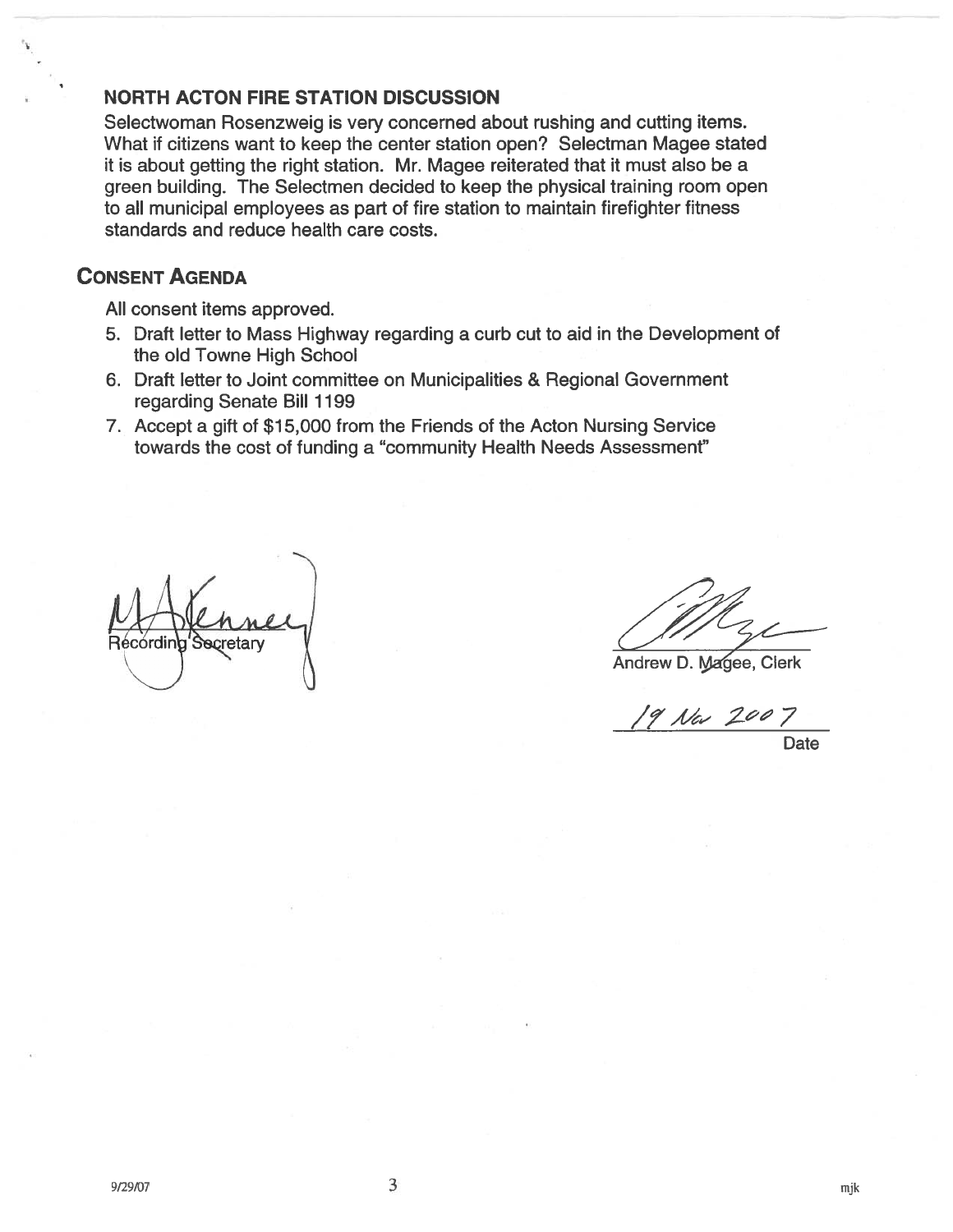## NORTH ACTON FIRE STATION DISCUSSION

Selectwoman Rosenzweig is very concerned about rushing and cutting items. What if citizens want to keep the center station open? Selectman Magee stated it is about getting the right station. Mr. Magee reiterated that it must also be a green building. The Selectmen decided to keep the physical training room open to all municipal employees as part of fire station to maintain firefighter fitness standards and reduce health care costs.

## CONSENT AGENDA

All consent items approved.

5. Draft letter to Mass Highway regarding a curb cut to aid in the Development of the old Towne High School
6. Draft letter to Joint committee on Municipalities & Regional Government regarding Senate Bill 1199
7. Accept a gift of $15,000 from the Friends of the Acton Nursing Service towards the cost of funding a "community Health Needs Assessment"

Recording Secretary

Andrew D. Magee, Clerk

19 Nov 2007

Date

9/29/07 mjk